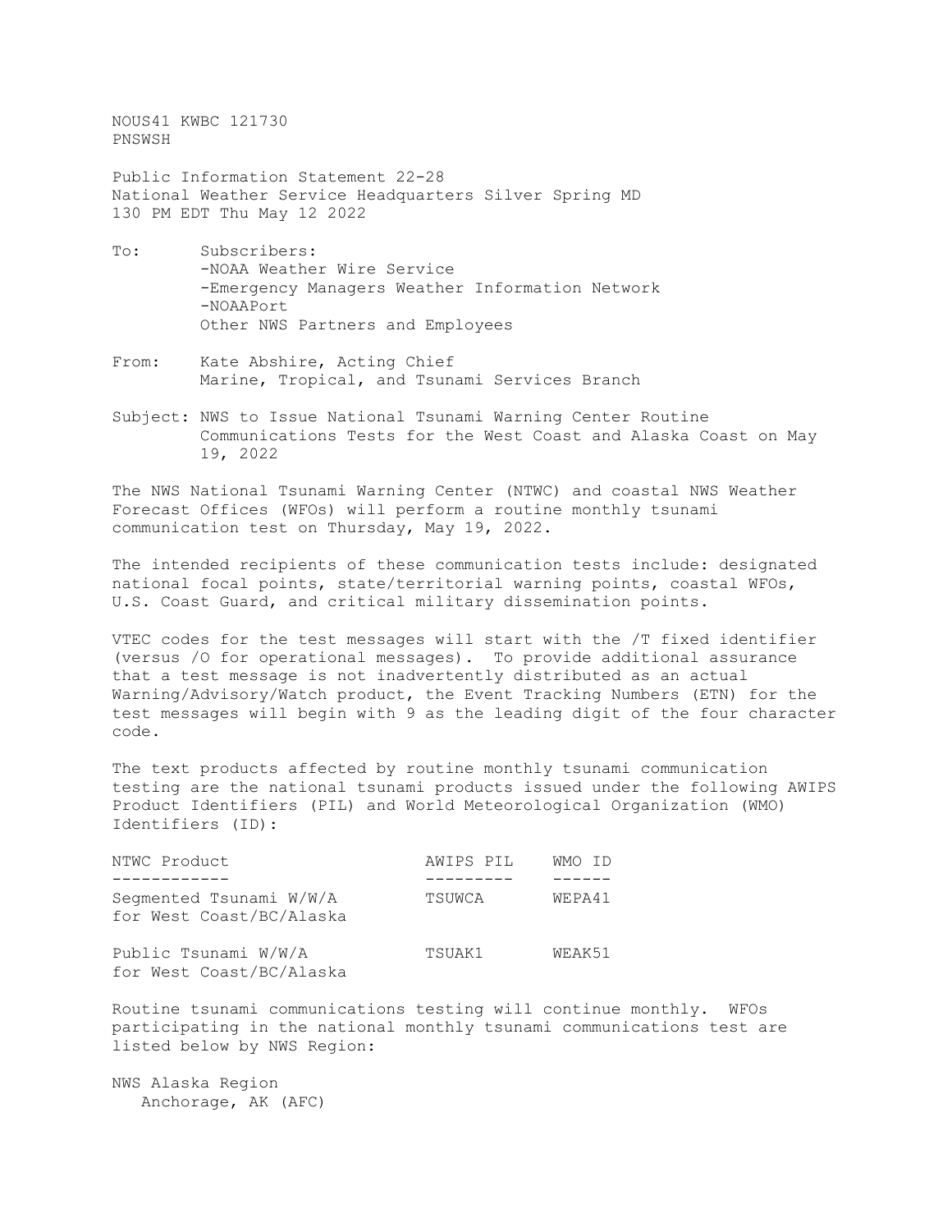NOUS41 KWBC 121730
PNSWSH

Public Information Statement 22-28
National Weather Service Headquarters Silver Spring MD
130 PM EDT Thu May 12 2022

To: Subscribers:
-NOAA Weather Wire Service
-Emergency Managers Weather Information Network
-NOAAPort
Other NWS Partners and Employees

From: Kate Abshire, Acting Chief
Marine, Tropical, and Tsunami Services Branch

Subject: NWS to Issue National Tsunami Warning Center Routine Communications Tests for the West Coast and Alaska Coast on May 19, 2022

The NWS National Tsunami Warning Center (NTWC) and coastal NWS Weather Forecast Offices (WFOs) will perform a routine monthly tsunami communication test on Thursday, May 19, 2022.

The intended recipients of these communication tests include: designated national focal points, state/territorial warning points, coastal WFOs, U.S. Coast Guard, and critical military dissemination points.

VTEC codes for the test messages will start with the /T fixed identifier (versus /O for operational messages). To provide additional assurance that a test message is not inadvertently distributed as an actual Warning/Advisory/Watch product, the Event Tracking Numbers (ETN) for the test messages will begin with 9 as the leading digit of the four character code.

The text products affected by routine monthly tsunami communication testing are the national tsunami products issued under the following AWIPS Product Identifiers (PIL) and World Meteorological Organization (WMO) Identifiers (ID):

| NTWC Product | AWIPS PIL | WMO ID |
|---|---|---|
| Segmented Tsunami W/W/A for West Coast/BC/Alaska | TSUWCA | WEPA41 |
| Public Tsunami W/W/A for West Coast/BC/Alaska | TSUAK1 | WEAK51 |

Routine tsunami communications testing will continue monthly. WFOs participating in the national monthly tsunami communications test are listed below by NWS Region:

NWS Alaska Region
Anchorage, AK (AFC)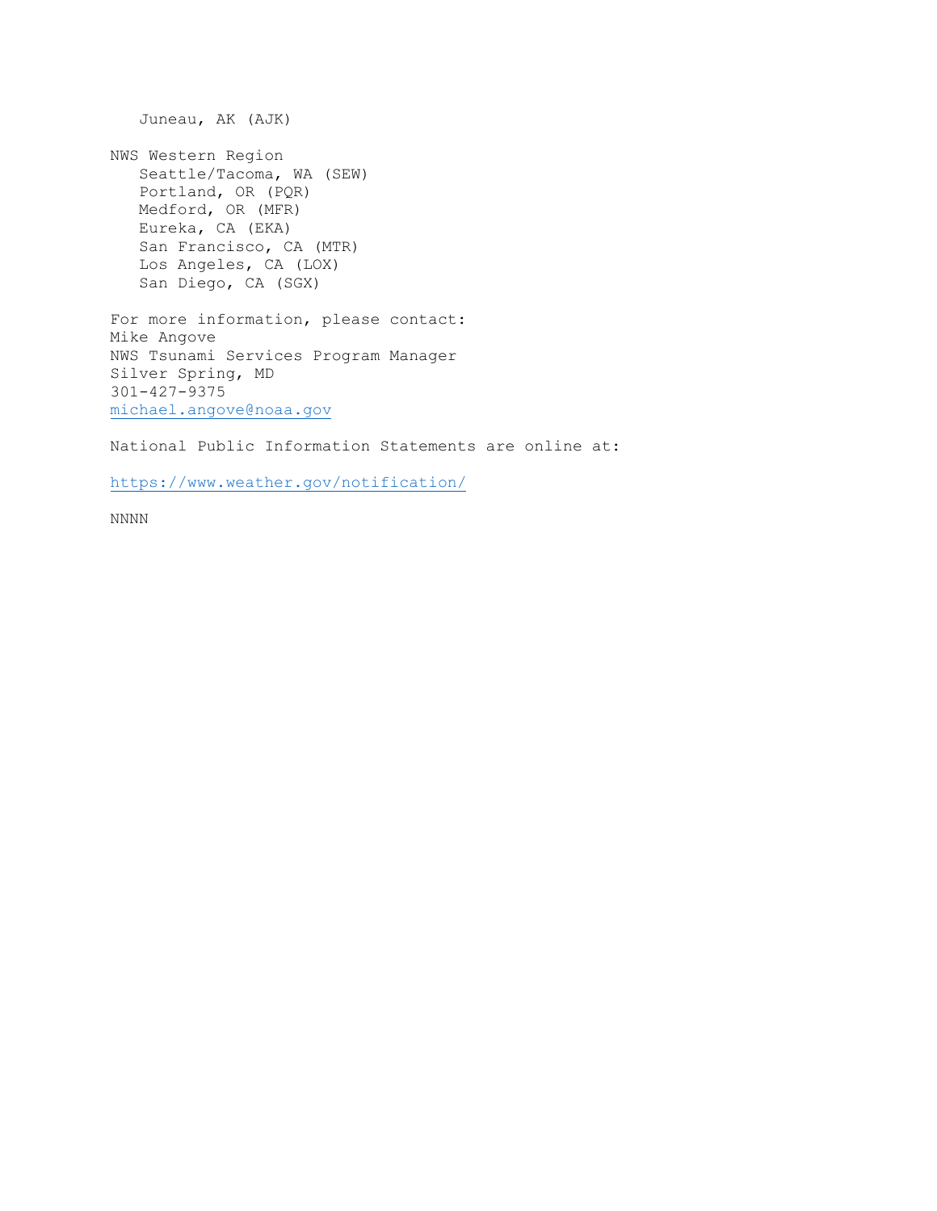Juneau, AK (AJK)

NWS Western Region
   Seattle/Tacoma, WA (SEW)
   Portland, OR (PQR)
   Medford, OR (MFR)
   Eureka, CA (EKA)
   San Francisco, CA (MTR)
   Los Angeles, CA (LOX)
   San Diego, CA (SGX)

For more information, please contact:
Mike Angove
NWS Tsunami Services Program Manager
Silver Spring, MD
301-427-9375
michael.angove@noaa.gov

National Public Information Statements are online at:

https://www.weather.gov/notification/

NNNN